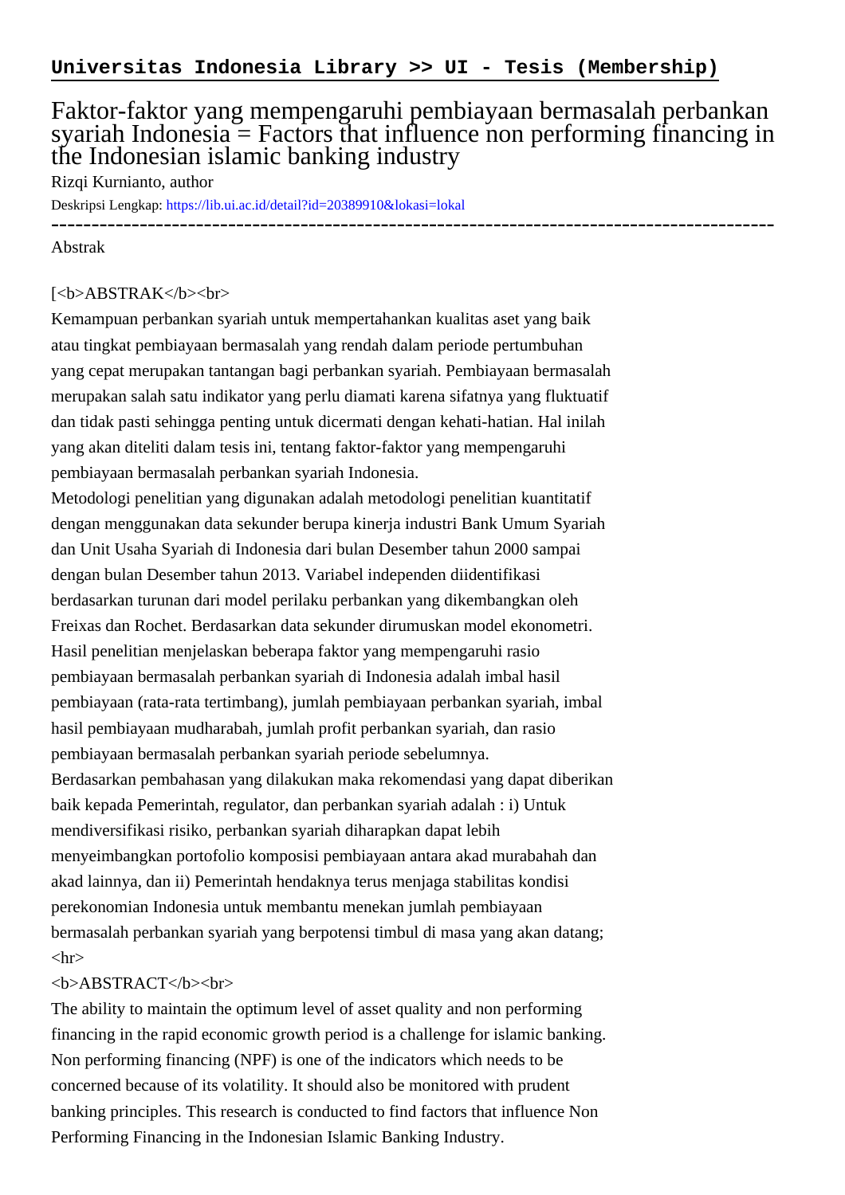**Universitas Indonesia Library >> UI - Tesis (Membership)**

# Faktor-faktor yang mempengaruhi pembiayaan bermasalah perbankan syariah Indonesia = Factors that influence non performing financing in the Indonesian islamic banking industry

Rizqi Kurnianto, author

Deskripsi Lengkap: https://lib.ui.ac.id/detail?id=20389910&lokasi=lokal

------------------------------------------------------------------------------------------

Abstrak

[<b>ABSTRAK</b><br>

Kemampuan perbankan syariah untuk mempertahankan kualitas aset yang baik atau tingkat pembiayaan bermasalah yang rendah dalam periode pertumbuhan yang cepat merupakan tantangan bagi perbankan syariah. Pembiayaan bermasalah merupakan salah satu indikator yang perlu diamati karena sifatnya yang fluktuatif dan tidak pasti sehingga penting untuk dicermati dengan kehati-hatian. Hal inilah yang akan diteliti dalam tesis ini, tentang faktor-faktor yang mempengaruhi pembiayaan bermasalah perbankan syariah Indonesia.

Metodologi penelitian yang digunakan adalah metodologi penelitian kuantitatif dengan menggunakan data sekunder berupa kinerja industri Bank Umum Syariah dan Unit Usaha Syariah di Indonesia dari bulan Desember tahun 2000 sampai dengan bulan Desember tahun 2013. Variabel independen diidentifikasi berdasarkan turunan dari model perilaku perbankan yang dikembangkan oleh Freixas dan Rochet. Berdasarkan data sekunder dirumuskan model ekonometri. Hasil penelitian menjelaskan beberapa faktor yang mempengaruhi rasio pembiayaan bermasalah perbankan syariah di Indonesia adalah imbal hasil pembiayaan (rata-rata tertimbang), jumlah pembiayaan perbankan syariah, imbal hasil pembiayaan mudharabah, jumlah profit perbankan syariah, dan rasio pembiayaan bermasalah perbankan syariah periode sebelumnya.

Berdasarkan pembahasan yang dilakukan maka rekomendasi yang dapat diberikan baik kepada Pemerintah, regulator, dan perbankan syariah adalah : i) Untuk mendiversifikasi risiko, perbankan syariah diharapkan dapat lebih menyeimbangkan portofolio komposisi pembiayaan antara akad murabahah dan akad lainnya, dan ii) Pemerintah hendaknya terus menjaga stabilitas kondisi perekonomian Indonesia untuk membantu menekan jumlah pembiayaan bermasalah perbankan syariah yang berpotensi timbul di masa yang akan datang;

<hr>

<b>ABSTRACT</b><br>

The ability to maintain the optimum level of asset quality and non performing financing in the rapid economic growth period is a challenge for islamic banking. Non performing financing (NPF) is one of the indicators which needs to be concerned because of its volatility. It should also be monitored with prudent banking principles. This research is conducted to find factors that influence Non Performing Financing in the Indonesian Islamic Banking Industry.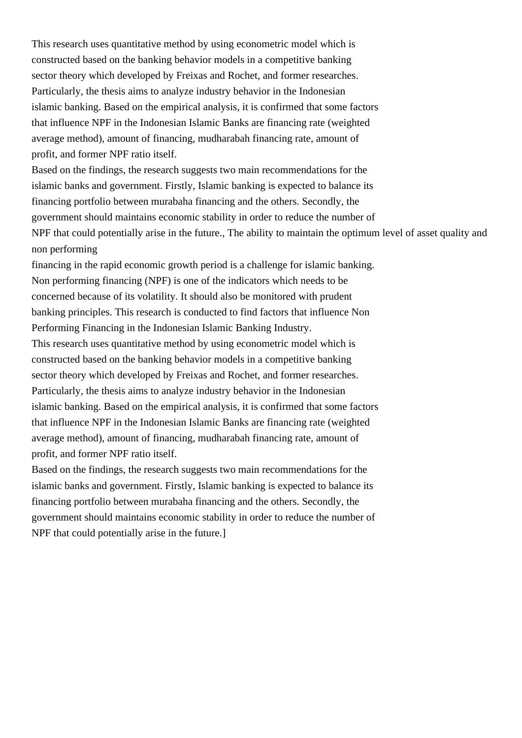This research uses quantitative method by using econometric model which is constructed based on the banking behavior models in a competitive banking sector theory which developed by Freixas and Rochet, and former researches. Particularly, the thesis aims to analyze industry behavior in the Indonesian islamic banking. Based on the empirical analysis, it is confirmed that some factors that influence NPF in the Indonesian Islamic Banks are financing rate (weighted average method), amount of financing, mudharabah financing rate, amount of profit, and former NPF ratio itself.

Based on the findings, the research suggests two main recommendations for the islamic banks and government. Firstly, Islamic banking is expected to balance its financing portfolio between murabaha financing and the others. Secondly, the government should maintains economic stability in order to reduce the number of NPF that could potentially arise in the future., The ability to maintain the optimum level of asset quality and non performing financing in the rapid economic growth period is a challenge for islamic banking. Non performing financing (NPF) is one of the indicators which needs to be concerned because of its volatility. It should also be monitored with prudent banking principles. This research is conducted to find factors that influence Non Performing Financing in the Indonesian Islamic Banking Industry.

This research uses quantitative method by using econometric model which is constructed based on the banking behavior models in a competitive banking sector theory which developed by Freixas and Rochet, and former researches. Particularly, the thesis aims to analyze industry behavior in the Indonesian islamic banking. Based on the empirical analysis, it is confirmed that some factors that influence NPF in the Indonesian Islamic Banks are financing rate (weighted average method), amount of financing, mudharabah financing rate, amount of profit, and former NPF ratio itself.

Based on the findings, the research suggests two main recommendations for the islamic banks and government. Firstly, Islamic banking is expected to balance its financing portfolio between murabaha financing and the others. Secondly, the government should maintains economic stability in order to reduce the number of NPF that could potentially arise in the future.]